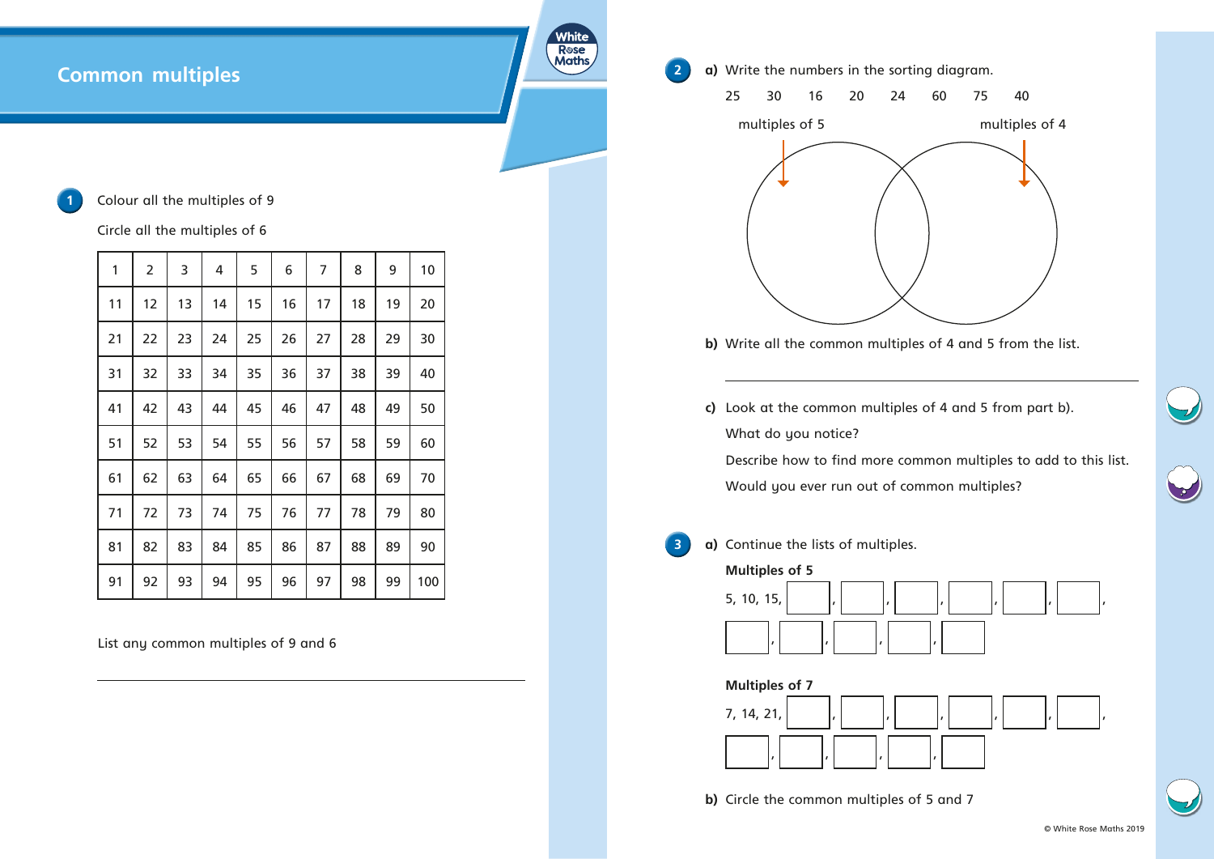# Common multiples

**1** Colour all the multiples of 9

Circle all the multiples of 6

| 1 | 2 | 3 | 4 | 5 | 6 | 7 | 8 | 9 | 10 |
|---|---|---|---|---|---|---|---|---|---|
| 11 | 12 | 13 | 14 | 15 | 16 | 17 | 18 | 19 | 20 |
| 21 | 22 | 23 | 24 | 25 | 26 | 27 | 28 | 29 | 30 |
| 31 | 32 | 33 | 34 | 35 | 36 | 37 | 38 | 39 | 40 |
| 41 | 42 | 43 | 44 | 45 | 46 | 47 | 48 | 49 | 50 |
| 51 | 52 | 53 | 54 | 55 | 56 | 57 | 58 | 59 | 60 |
| 61 | 62 | 63 | 64 | 65 | 66 | 67 | 68 | 69 | 70 |
| 71 | 72 | 73 | 74 | 75 | 76 | 77 | 78 | 79 | 80 |
| 81 | 82 | 83 | 84 | 85 | 86 | 87 | 88 | 89 | 90 |
| 91 | 92 | 93 | 94 | 95 | 96 | 97 | 98 | 99 | 100 |

List any common multiples of 9 and 6

______________________________

**2** **a)** Write the numbers in the sorting diagram.

25 30 16 20 24 60 75 40

multiples of 5 — multiples of 4

**b)** Write all the common multiples of 4 and 5 from the list.

______________________________

**c)** Look at the common multiples of 4 and 5 from part b).

What do you notice?

Describe how to find more common multiples to add to this list.

Would you ever run out of common multiples?

**3** **a)** Continue the lists of multiples.

**Multiples of 5**

5, 10, 15, ☐, ☐, ☐, ☐, ☐, ☐, ☐, ☐, ☐, ☐, ☐

**Multiples of 7**

7, 14, 21, ☐, ☐, ☐, ☐, ☐, ☐, ☐, ☐, ☐, ☐, ☐

**b)** Circle the common multiples of 5 and 7

© White Rose Maths 2019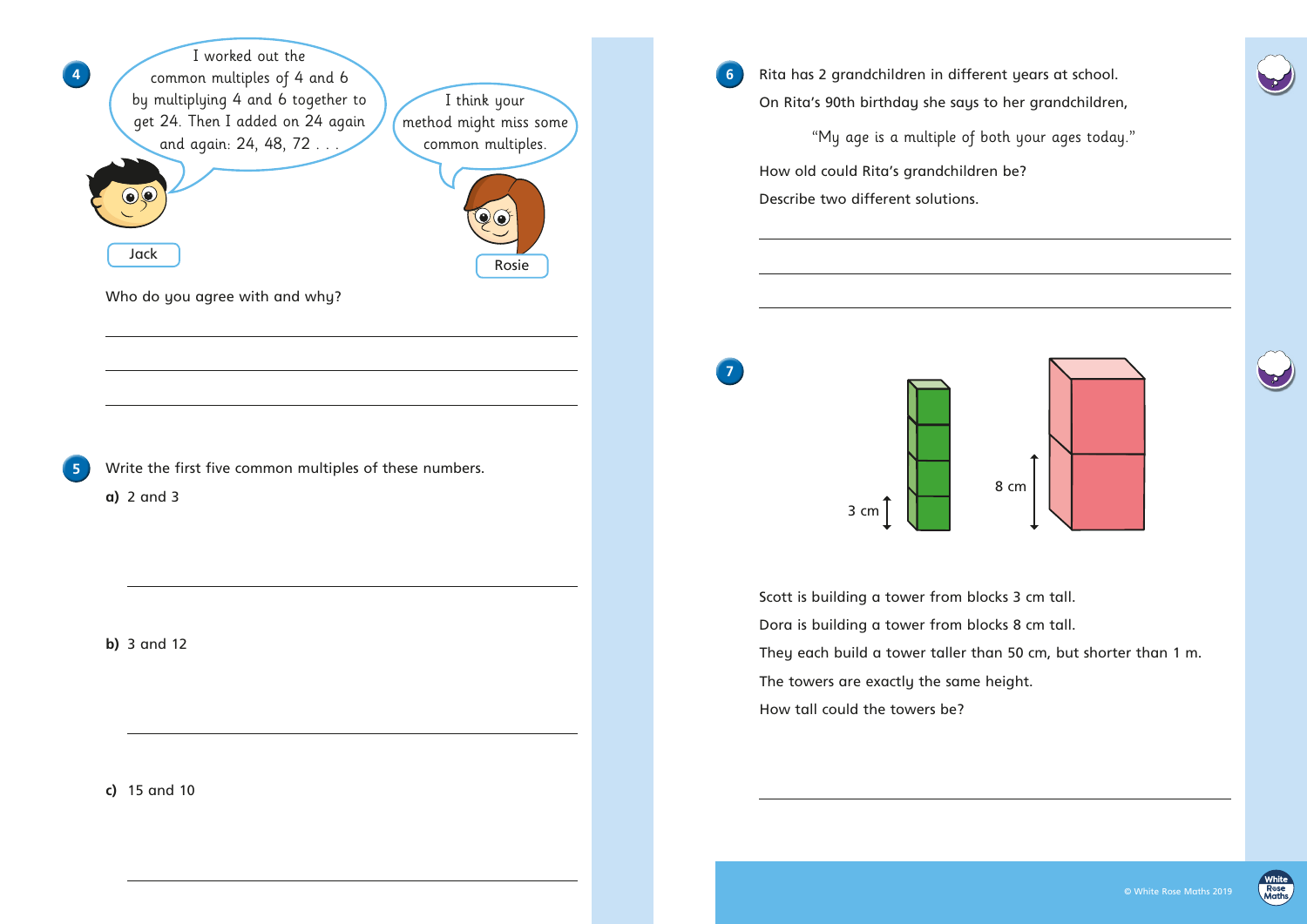**4**

Jack: I worked out the common multiples of 4 and 6 by multiplying 4 and 6 together to get 24. Then I added on 24 again and again: 24, 48, 72 . . .

Rosie: I think your method might miss some common multiples.

Who do you agree with and why?

---

**5** Write the first five common multiples of these numbers.

**a)** 2 and 3

**b)** 3 and 12

**c)** 15 and 10

---

**6** Rita has 2 grandchildren in different years at school.

On Rita's 90th birthday she says to her grandchildren,

"My age is a multiple of both your ages today."

How old could Rita's grandchildren be?

Describe two different solutions.

---

**7**

3 cm

8 cm

Scott is building a tower from blocks 3 cm tall.

Dora is building a tower from blocks 8 cm tall.

They each build a tower taller than 50 cm, but shorter than 1 m.

The towers are exactly the same height.

How tall could the towers be?